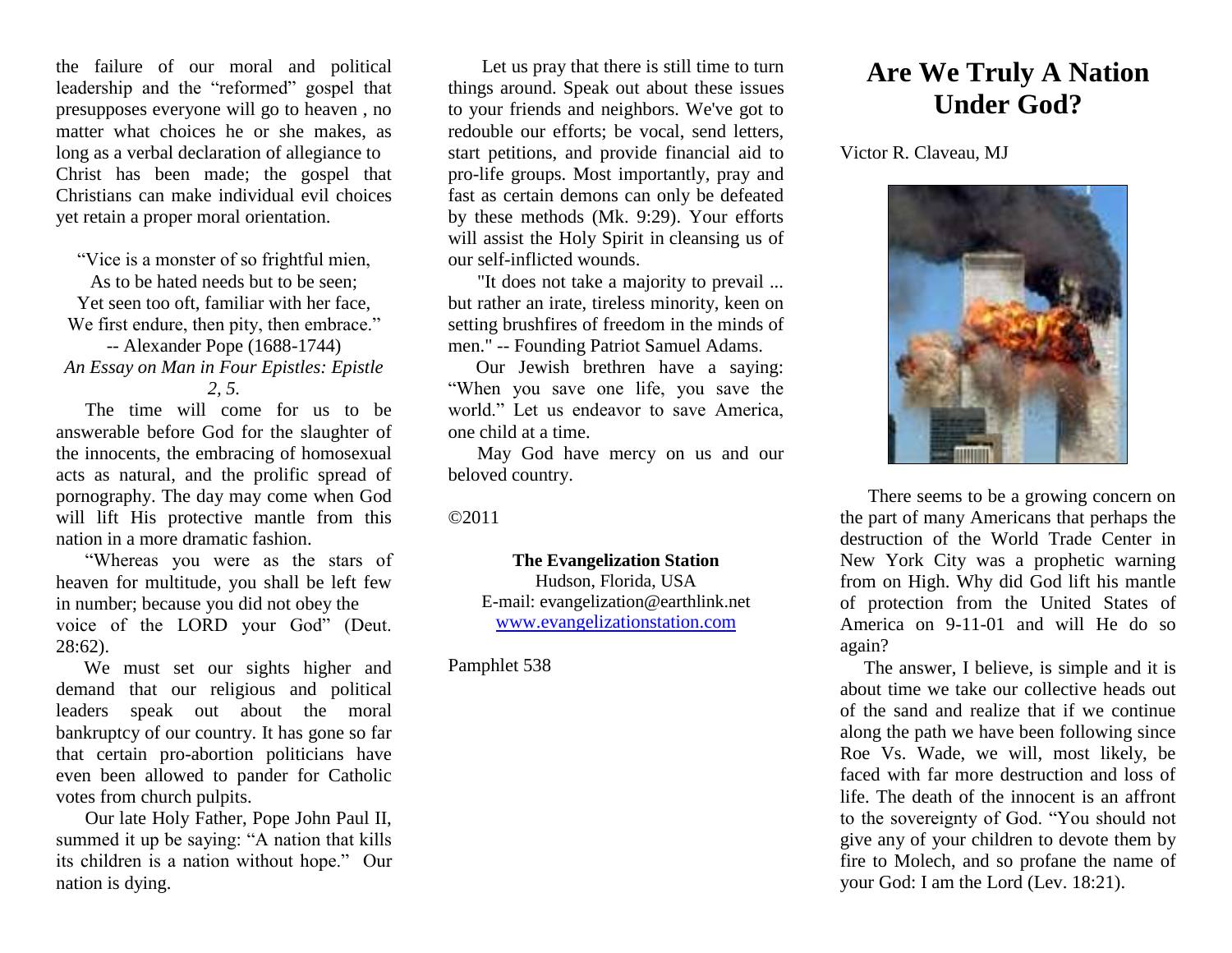the failure of our moral and political leadership and the "reformed" gospel that presupposes everyone will go to heaven , no matter what choices he or she makes, as long as a verbal declaration of allegiance to Christ has been made; the gospel that Christians can make individual evil choices yet retain a proper moral orientation.

> "Vice is a monster of so frightful mien,
> As to be hated needs but to be seen;
> Yet seen too oft, familiar with her face,
> We first endure, then pity, then embrace."
> -- Alexander Pope (1688-1744)
> *An Essay on Man in Four Epistles: Epistle 2, 5.*

The time will come for us to be answerable before God for the slaughter of the innocents, the embracing of homosexual acts as natural, and the prolific spread of pornography. The day may come when God will lift His protective mantle from this nation in a more dramatic fashion.

"Whereas you were as the stars of heaven for multitude, you shall be left few in number; because you did not obey the voice of the LORD your God" (Deut. 28:62).

We must set our sights higher and demand that our religious and political leaders speak out about the moral bankruptcy of our country. It has gone so far that certain pro-abortion politicians have even been allowed to pander for Catholic votes from church pulpits.

Our late Holy Father, Pope John Paul II, summed it up be saying: "A nation that kills its children is a nation without hope." Our nation is dying.

Let us pray that there is still time to turn things around. Speak out about these issues to your friends and neighbors. We've got to redouble our efforts; be vocal, send letters, start petitions, and provide financial aid to pro-life groups. Most importantly, pray and fast as certain demons can only be defeated by these methods (Mk. 9:29). Your efforts will assist the Holy Spirit in cleansing us of our self-inflicted wounds.

"It does not take a majority to prevail ... but rather an irate, tireless minority, keen on setting brushfires of freedom in the minds of men." -- Founding Patriot Samuel Adams.

Our Jewish brethren have a saying: "When you save one life, you save the world." Let us endeavor to save America, one child at a time.

May God have mercy on us and our beloved country.

©2011

**The Evangelization Station**
Hudson, Florida, USA
E-mail: evangelization@earthlink.net
www.evangelizationstation.com

Pamphlet 538

# Are We Truly A Nation Under God?

Victor R. Claveau, MJ

There seems to be a growing concern on the part of many Americans that perhaps the destruction of the World Trade Center in New York City was a prophetic warning from on High. Why did God lift his mantle of protection from the United States of America on 9-11-01 and will He do so again?

The answer, I believe, is simple and it is about time we take our collective heads out of the sand and realize that if we continue along the path we have been following since Roe Vs. Wade, we will, most likely, be faced with far more destruction and loss of life. The death of the innocent is an affront to the sovereignty of God. "You should not give any of your children to devote them by fire to Molech, and so profane the name of your God: I am the Lord (Lev. 18:21).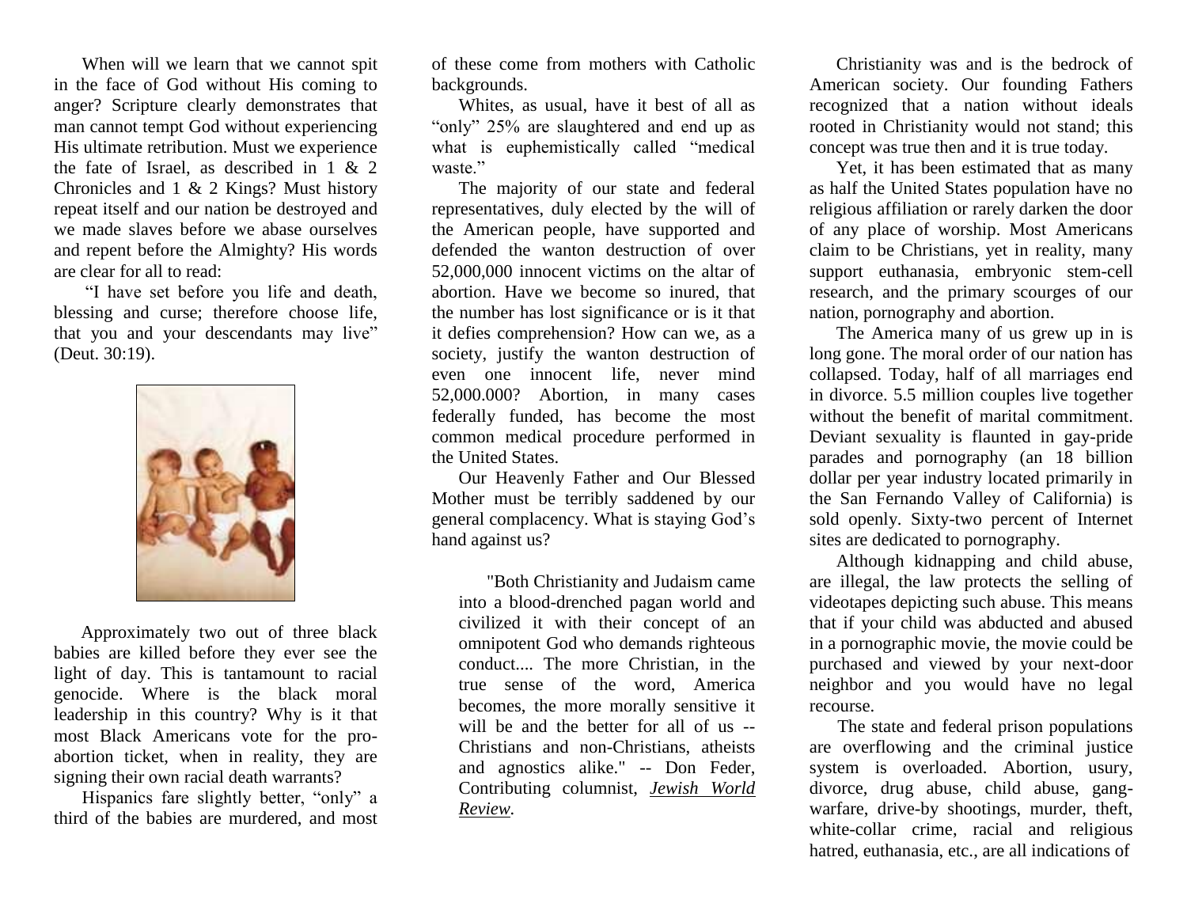When will we learn that we cannot spit in the face of God without His coming to anger? Scripture clearly demonstrates that man cannot tempt God without experiencing His ultimate retribution. Must we experience the fate of Israel, as described in 1 & 2 Chronicles and 1 & 2 Kings? Must history repeat itself and our nation be destroyed and we made slaves before we abase ourselves and repent before the Almighty? His words are clear for all to read:

"I have set before you life and death, blessing and curse; therefore choose life, that you and your descendants may live" (Deut. 30:19).

Approximately two out of three black babies are killed before they ever see the light of day. This is tantamount to racial genocide. Where is the black moral leadership in this country? Why is it that most Black Americans vote for the pro-abortion ticket, when in reality, they are signing their own racial death warrants?

Hispanics fare slightly better, "only" a third of the babies are murdered, and most of these come from mothers with Catholic backgrounds.

Whites, as usual, have it best of all as "only" 25% are slaughtered and end up as what is euphemistically called "medical waste."

The majority of our state and federal representatives, duly elected by the will of the American people, have supported and defended the wanton destruction of over 52,000,000 innocent victims on the altar of abortion. Have we become so inured, that the number has lost significance or is it that it defies comprehension? How can we, as a society, justify the wanton destruction of even one innocent life, never mind 52,000.000? Abortion, in many cases federally funded, has become the most common medical procedure performed in the United States.

Our Heavenly Father and Our Blessed Mother must be terribly saddened by our general complacency. What is staying God's hand against us?

> "Both Christianity and Judaism came into a blood-drenched pagan world and civilized it with their concept of an omnipotent God who demands righteous conduct.... The more Christian, in the true sense of the word, America becomes, the more morally sensitive it will be and the better for all of us -- Christians and non-Christians, atheists and agnostics alike." -- Don Feder, Contributing columnist, *Jewish World Review*.

Christianity was and is the bedrock of American society. Our founding Fathers recognized that a nation without ideals rooted in Christianity would not stand; this concept was true then and it is true today.

Yet, it has been estimated that as many as half the United States population have no religious affiliation or rarely darken the door of any place of worship. Most Americans claim to be Christians, yet in reality, many support euthanasia, embryonic stem-cell research, and the primary scourges of our nation, pornography and abortion.

The America many of us grew up in is long gone. The moral order of our nation has collapsed. Today, half of all marriages end in divorce. 5.5 million couples live together without the benefit of marital commitment. Deviant sexuality is flaunted in gay-pride parades and pornography (an 18 billion dollar per year industry located primarily in the San Fernando Valley of California) is sold openly. Sixty-two percent of Internet sites are dedicated to pornography.

Although kidnapping and child abuse, are illegal, the law protects the selling of videotapes depicting such abuse. This means that if your child was abducted and abused in a pornographic movie, the movie could be purchased and viewed by your next-door neighbor and you would have no legal recourse.

The state and federal prison populations are overflowing and the criminal justice system is overloaded. Abortion, usury, divorce, drug abuse, child abuse, gang-warfare, drive-by shootings, murder, theft, white-collar crime, racial and religious hatred, euthanasia, etc., are all indications of